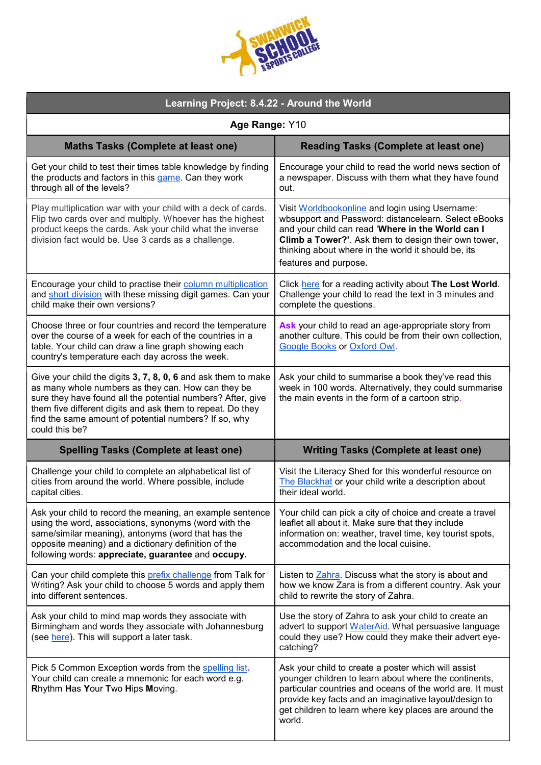| Learning Project: 8.4.22 - Around the World | |
|---|---|
| **Age Range:** Y10 | |
| **Maths Tasks (Complete at least one)** | **Reading Tasks (Complete at least one)** |
| Get your child to test their times table knowledge by finding the products and factors in this game. Can they work through all of the levels? | Encourage your child to read the world news section of a newspaper. Discuss with them what they have found out. |
| Play multiplication war with your child with a deck of cards. Flip two cards over and multiply. Whoever has the highest product keeps the cards. Ask your child what the inverse division fact would be. Use 3 cards as a challenge. | Visit Worldbookonline and login using Username: wbsupport and Password: distancelearn. Select eBooks and your child can read '**Where in the World can I Climb a Tower?**'. Ask them to design their own tower, thinking about where in the world it should be, its features and purpose. |
| Encourage your child to practise their column multiplication and short division with these missing digit games. Can your child make their own versions? | Click here for a reading activity about **The Lost World**. Challenge your child to read the text in 3 minutes and complete the questions. |
| Choose three or four countries and record the temperature over the course of a week for each of the countries in a table. Your child can draw a line graph showing each country's temperature each day across the week. | **Ask** your child to read an age-appropriate story from another culture. This could be from their own collection, Google Books or Oxford Owl. |
| Give your child the digits **3, 7, 8, 0, 6** and ask them to make as many whole numbers as they can. How can they be sure they have found all the potential numbers? After, give them five different digits and ask them to repeat. Do they find the same amount of potential numbers? If so, why could this be? | Ask your child to summarise a book they've read this week in 100 words. Alternatively, they could summarise the main events in the form of a cartoon strip. |
| **Spelling Tasks (Complete at least one)** | **Writing Tasks (Complete at least one)** |
| Challenge your child to complete an alphabetical list of cities from around the world. Where possible, include capital cities. | Visit the Literacy Shed for this wonderful resource on The Blackhat or your child write a description about their ideal world. |
| Ask your child to record the meaning, an example sentence using the word, associations, synonyms (word with the same/similar meaning), antonyms (word that has the opposite meaning) and a dictionary definition of the following words: **appreciate, guarantee** and **occupy.** | Your child can pick a city of choice and create a travel leaflet all about it. Make sure that they include information on: weather, travel time, key tourist spots, accommodation and the local cuisine. |
| Can your child complete this prefix challenge from Talk for Writing? Ask your child to choose 5 words and apply them into different sentences. | Listen to Zahra. Discuss what the story is about and how we know Zara is from a different country. Ask your child to rewrite the story of Zahra. |
| Ask your child to mind map words they associate with Birmingham and words they associate with Johannesburg (see here). This will support a later task. | Use the story of Zahra to ask your child to create an advert to support WaterAid. What persuasive language could they use? How could they make their advert eye-catching? |
| Pick 5 Common Exception words from the spelling list. Your child can create a mnemonic for each word e.g. **R**hythm **H**as **Y**our **T**wo **H**ips **M**oving. | Ask your child to create a poster which will assist younger children to learn about where the continents, particular countries and oceans of the world are. It must provide key facts and an imaginative layout/design to get children to learn where key places are around the world. |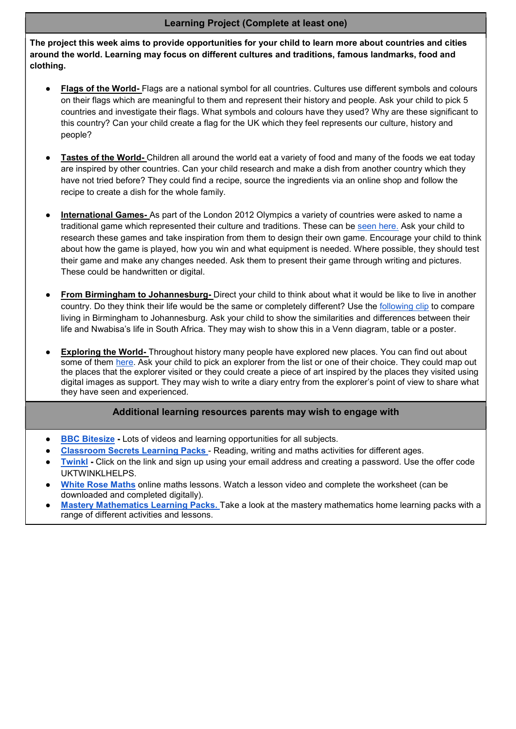## Learning Project (Complete at least one)

**The project this week aims to provide opportunities for your child to learn more about countries and cities around the world. Learning may focus on different cultures and traditions, famous landmarks, food and clothing.**

- **Flags of the World-** Flags are a national symbol for all countries. Cultures use different symbols and colours on their flags which are meaningful to them and represent their history and people. Ask your child to pick 5 countries and investigate their flags. What symbols and colours have they used? Why are these significant to this country? Can your child create a flag for the UK which they feel represents our culture, history and people?

- **Tastes of the World-** Children all around the world eat a variety of food and many of the foods we eat today are inspired by other countries. Can your child research and make a dish from another country which they have not tried before? They could find a recipe, source the ingredients via an online shop and follow the recipe to create a dish for the whole family.

- **International Games-** As part of the London 2012 Olympics a variety of countries were asked to name a traditional game which represented their culture and traditions. These can be seen here. Ask your child to research these games and take inspiration from them to design their own game. Encourage your child to think about how the game is played, how you win and what equipment is needed. Where possible, they should test their game and make any changes needed. Ask them to present their game through writing and pictures. These could be handwritten or digital.

- **From Birmingham to Johannesburg-** Direct your child to think about what it would be like to live in another country. Do they think their life would be the same or completely different? Use the following clip to compare living in Birmingham to Johannesburg. Ask your child to show the similarities and differences between their life and Nwabisa's life in South Africa. They may wish to show this in a Venn diagram, table or a poster.

- **Exploring the World-** Throughout history many people have explored new places. You can find out about some of them here. Ask your child to pick an explorer from the list or one of their choice. They could map out the places that the explorer visited or they could create a piece of art inspired by the places they visited using digital images as support. They may wish to write a diary entry from the explorer's point of view to share what they have seen and experienced.

## Additional learning resources parents may wish to engage with

- **BBC Bitesize** - Lots of videos and learning opportunities for all subjects.
- **Classroom Secrets Learning Packs** - Reading, writing and maths activities for different ages.
- **Twinkl** - Click on the link and sign up using your email address and creating a password. Use the offer code UKTWINKLHELPS.
- **White Rose Maths** online maths lessons. Watch a lesson video and complete the worksheet (can be downloaded and completed digitally).
- **Mastery Mathematics Learning Packs.** Take a look at the mastery mathematics home learning packs with a range of different activities and lessons.